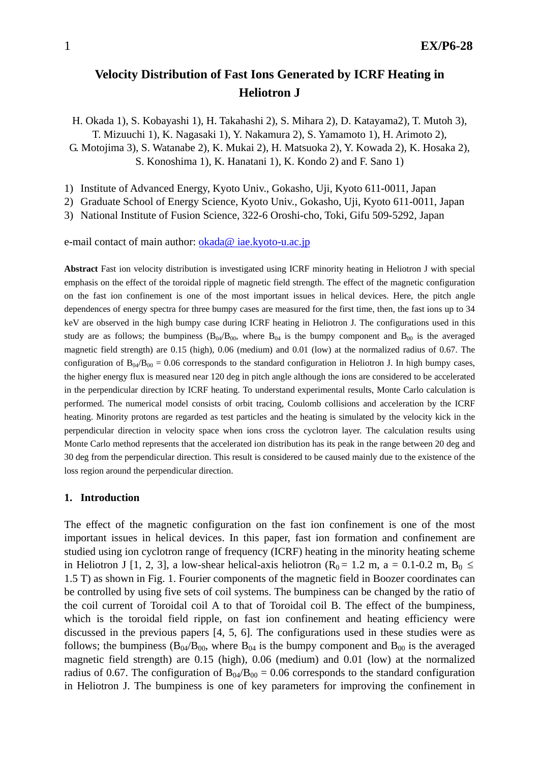# Velocity Distribution of Fast Ions Generated by ICRF Heating in Heliotron J

H. Okada 1), S. Kobayashi 1), H. Takahashi 2), S. Mihara 2), D. Katayama2), T. Mutoh 3), T. Mizuuchi 1), K. Nagasaki 1), Y. Nakamura 2), S. Yamamoto 1), H. Arimoto 2), G. Motojima 3), S. Watanabe 2), K. Mukai 2), H. Matsuoka 2), Y. Kowada 2), K. Hosaka 2), S. Konoshima 1), K. Hanatani 1), K. Kondo 2) and F. Sano 1)

1) Institute of Advanced Energy, Kyoto Univ., Gokasho, Uji, Kyoto 611-0011, Japan
2) Graduate School of Energy Science, Kyoto Univ., Gokasho, Uji, Kyoto 611-0011, Japan
3) National Institute of Fusion Science, 322-6 Oroshi-cho, Toki, Gifu 509-5292, Japan

e-mail contact of main author: okada@ iae.kyoto-u.ac.jp

**Abstract** Fast ion velocity distribution is investigated using ICRF minority heating in Heliotron J with special emphasis on the effect of the toroidal ripple of magnetic field strength. The effect of the magnetic configuration on the fast ion confinement is one of the most important issues in helical devices. Here, the pitch angle dependences of energy spectra for three bumpy cases are measured for the first time, then, the fast ions up to 34 keV are observed in the high bumpy case during ICRF heating in Heliotron J. The configurations used in this study are as follows; the bumpiness ($B_{04}/B_{00}$, where $B_{04}$ is the bumpy component and $B_{00}$ is the averaged magnetic field strength) are 0.15 (high), 0.06 (medium) and 0.01 (low) at the normalized radius of 0.67. The configuration of $B_{04}/B_{00}$ = 0.06 corresponds to the standard configuration in Heliotron J. In high bumpy cases, the higher energy flux is measured near 120 deg in pitch angle although the ions are considered to be accelerated in the perpendicular direction by ICRF heating. To understand experimental results, Monte Carlo calculation is performed. The numerical model consists of orbit tracing, Coulomb collisions and acceleration by the ICRF heating. Minority protons are regarded as test particles and the heating is simulated by the velocity kick in the perpendicular direction in velocity space when ions cross the cyclotron layer. The calculation results using Monte Carlo method represents that the accelerated ion distribution has its peak in the range between 20 deg and 30 deg from the perpendicular direction. This result is considered to be caused mainly due to the existence of the loss region around the perpendicular direction.

## 1. Introduction

The effect of the magnetic configuration on the fast ion confinement is one of the most important issues in helical devices. In this paper, fast ion formation and confinement are studied using ion cyclotron range of frequency (ICRF) heating in the minority heating scheme in Heliotron J [1, 2, 3], a low-shear helical-axis heliotron ($R_0$ = 1.2 m, a = 0.1-0.2 m, $B_0 \leq$ 1.5 T) as shown in Fig. 1. Fourier components of the magnetic field in Boozer coordinates can be controlled by using five sets of coil systems. The bumpiness can be changed by the ratio of the coil current of Toroidal coil A to that of Toroidal coil B. The effect of the bumpiness, which is the toroidal field ripple, on fast ion confinement and heating efficiency were discussed in the previous papers [4, 5, 6]. The configurations used in these studies were as follows; the bumpiness ($B_{04}/B_{00}$, where $B_{04}$ is the bumpy component and $B_{00}$ is the averaged magnetic field strength) are 0.15 (high), 0.06 (medium) and 0.01 (low) at the normalized radius of 0.67. The configuration of $B_{04}/B_{00}$ = 0.06 corresponds to the standard configuration in Heliotron J. The bumpiness is one of key parameters for improving the confinement in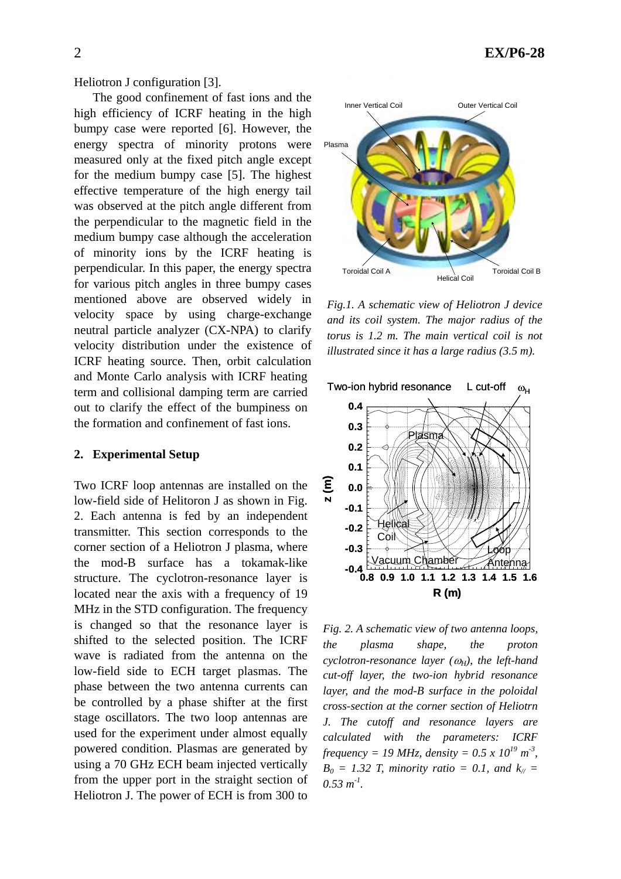Heliotron J configuration [3].

The good confinement of fast ions and the high efficiency of ICRF heating in the high bumpy case were reported [6]. However, the energy spectra of minority protons were measured only at the fixed pitch angle except for the medium bumpy case [5]. The highest effective temperature of the high energy tail was observed at the pitch angle different from the perpendicular to the magnetic field in the medium bumpy case although the acceleration of minority ions by the ICRF heating is perpendicular. In this paper, the energy spectra for various pitch angles in three bumpy cases mentioned above are observed widely in velocity space by using charge-exchange neutral particle analyzer (CX-NPA) to clarify velocity distribution under the existence of ICRF heating source. Then, orbit calculation and Monte Carlo analysis with ICRF heating term and collisional damping term are carried out to clarify the effect of the bumpiness on the formation and confinement of fast ions.

*Fig.1. A schematic view of Heliotron J device and its coil system. The major radius of the torus is 1.2 m. The main vertical coil is not illustrated since it has a large radius (3.5 m).*

## 2. Experimental Setup

Two ICRF loop antennas are installed on the low-field side of Helitoron J as shown in Fig. 2. Each antenna is fed by an independent transmitter. This section corresponds to the corner section of a Heliotron J plasma, where the mod-B surface has a tokamak-like structure. The cyclotron-resonance layer is located near the axis with a frequency of 19 MHz in the STD configuration. The frequency is changed so that the resonance layer is shifted to the selected position. The ICRF wave is radiated from the antenna on the low-field side to ECH target plasmas. The phase between the two antenna currents can be controlled by a phase shifter at the first stage oscillators. The two loop antennas are used for the experiment under almost equally powered condition. Plasmas are generated by using a 70 GHz ECH beam injected vertically from the upper port in the straight section of Heliotron J. The power of ECH is from 300 to

*Fig. 2. A schematic view of two antenna loops, the plasma shape, the proton cyclotron-resonance layer ($\omega_H$), the left-hand cut-off layer, the two-ion hybrid resonance layer, and the mod-B surface in the poloidal cross-section at the corner section of Heliotrn J. The cutoff and resonance layers are calculated with the parameters: ICRF frequency = 19 MHz, density = 0.5 x $10^{19}$ $m^{-3}$, $B_0$ = 1.32 T, minority ratio = 0.1, and $k_{//}$ = 0.53 $m^{-1}$.*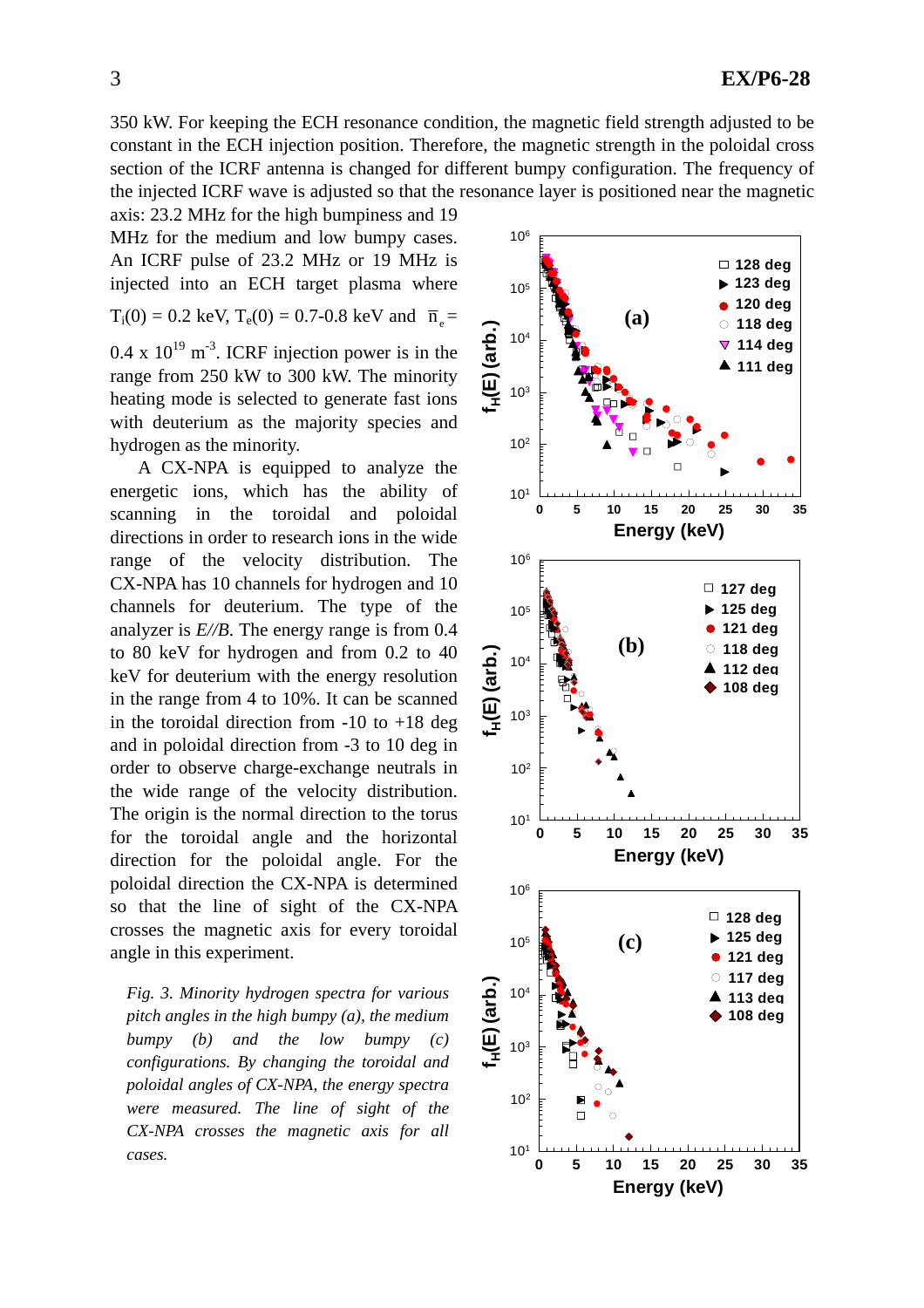350 kW. For keeping the ECH resonance condition, the magnetic field strength adjusted to be constant in the ECH injection position. Therefore, the magnetic strength in the poloidal cross section of the ICRF antenna is changed for different bumpy configuration. The frequency of the injected ICRF wave is adjusted so that the resonance layer is positioned near the magnetic axis: 23.2 MHz for the high bumpiness and 19 MHz for the medium and low bumpy cases. An ICRF pulse of 23.2 MHz or 19 MHz is injected into an ECH target plasma where $T_i(0)$ = 0.2 keV, $T_e(0)$ = 0.7-0.8 keV and $\bar{n}_e$ = 0.4 x $10^{19}$ $m^{-3}$. ICRF injection power is in the range from 250 kW to 300 kW. The minority heating mode is selected to generate fast ions with deuterium as the majority species and hydrogen as the minority.

A CX-NPA is equipped to analyze the energetic ions, which has the ability of scanning in the toroidal and poloidal directions in order to research ions in the wide range of the velocity distribution. The CX-NPA has 10 channels for hydrogen and 10 channels for deuterium. The type of the analyzer is *E//B*. The energy range is from 0.4 to 80 keV for hydrogen and from 0.2 to 40 keV for deuterium with the energy resolution in the range from 4 to 10%. It can be scanned in the toroidal direction from -10 to +18 deg and in poloidal direction from -3 to 10 deg in order to observe charge-exchange neutrals in the wide range of the velocity distribution. The origin is the normal direction to the torus for the toroidal angle and the horizontal direction for the poloidal angle. For the poloidal direction the CX-NPA is determined so that the line of sight of the CX-NPA crosses the magnetic axis for every toroidal angle in this experiment.

*Fig. 3. Minority hydrogen spectra for various pitch angles in the high bumpy (a), the medium bumpy (b) and the low bumpy (c) configurations. By changing the toroidal and poloidal angles of CX-NPA, the energy spectra were measured. The line of sight of the CX-NPA crosses the magnetic axis for all cases.*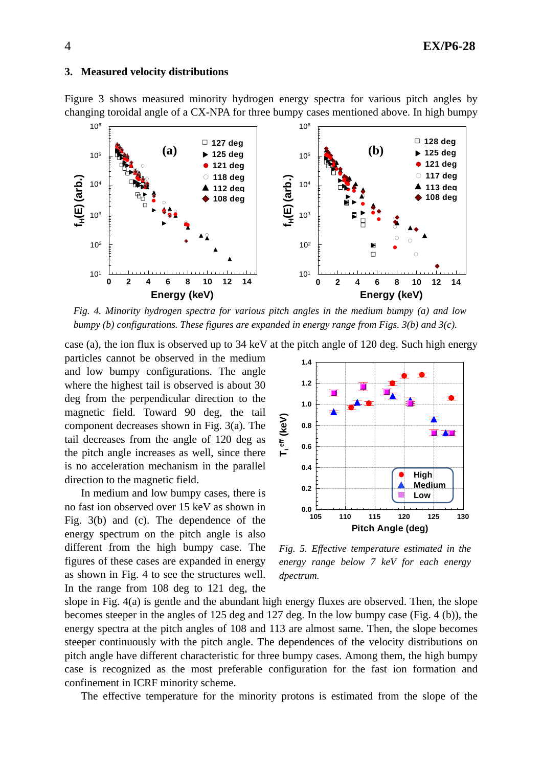## 3. Measured velocity distributions

Figure 3 shows measured minority hydrogen energy spectra for various pitch angles by changing toroidal angle of a CX-NPA for three bumpy cases mentioned above. In high bumpy case (a), the ion flux is observed up to 34 keV at the pitch angle of 120 deg. Such high energy particles cannot be observed in the medium and low bumpy configurations. The angle where the highest tail is observed is about 30 deg from the perpendicular direction to the magnetic field. Toward 90 deg, the tail component decreases shown in Fig. 3(a). The tail decreases from the angle of 120 deg as the pitch angle increases as well, since there is no acceleration mechanism in the parallel direction to the magnetic field.

*Fig. 4. Minority hydrogen spectra for various pitch angles in the medium bumpy (a) and low bumpy (b) configurations. These figures are expanded in energy range from Figs. 3(b) and 3(c).*

In medium and low bumpy cases, there is no fast ion observed over 15 keV as shown in Fig. 3(b) and (c). The dependence of the energy spectrum on the pitch angle is also different from the high bumpy case. The figures of these cases are expanded in energy as shown in Fig. 4 to see the structures well. In the range from 108 deg to 121 deg, the slope in Fig. 4(a) is gentle and the abundant high energy fluxes are observed. Then, the slope becomes steeper in the angles of 125 deg and 127 deg. In the low bumpy case (Fig. 4 (b)), the energy spectra at the pitch angles of 108 and 113 are almost same. Then, the slope becomes steeper continuously with the pitch angle. The dependences of the velocity distributions on pitch angle have different characteristic for three bumpy cases. Among them, the high bumpy case is recognized as the most preferable configuration for the fast ion formation and confinement in ICRF minority scheme.

*Fig. 5. Effective temperature estimated in the energy range below 7 keV for each energy dpectrum.*

The effective temperature for the minority protons is estimated from the slope of the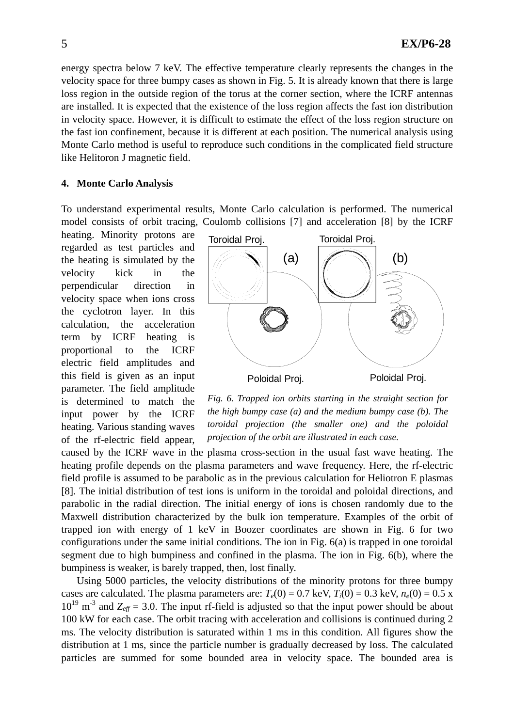energy spectra below 7 keV. The effective temperature clearly represents the changes in the velocity space for three bumpy cases as shown in Fig. 5. It is already known that there is large loss region in the outside region of the torus at the corner section, where the ICRF antennas are installed. It is expected that the existence of the loss region affects the fast ion distribution in velocity space. However, it is difficult to estimate the effect of the loss region structure on the fast ion confinement, because it is different at each position. The numerical analysis using Monte Carlo method is useful to reproduce such conditions in the complicated field structure like Helitoron J magnetic field.

## 4. Monte Carlo Analysis

To understand experimental results, Monte Carlo calculation is performed. The numerical model consists of orbit tracing, Coulomb collisions [7] and acceleration [8] by the ICRF heating. Minority protons are regarded as test particles and the heating is simulated by the velocity kick in the perpendicular direction in velocity space when ions cross the cyclotron layer. In this calculation, the acceleration term by ICRF heating is proportional to the ICRF electric field amplitudes and this field is given as an input parameter. The field amplitude is determined to match the input power by the ICRF heating. Various standing waves of the rf-electric field appear, caused by the ICRF wave in the plasma cross-section in the usual fast wave heating. The heating profile depends on the plasma parameters and wave frequency. Here, the rf-electric field profile is assumed to be parabolic as in the previous calculation for Heliotron E plasmas [8]. The initial distribution of test ions is uniform in the toroidal and poloidal directions, and parabolic in the radial direction. The initial energy of ions is chosen randomly due to the Maxwell distribution characterized by the bulk ion temperature. Examples of the orbit of trapped ion with energy of 1 keV in Boozer coordinates are shown in Fig. 6 for two configurations under the same initial conditions. The ion in Fig. 6(a) is trapped in one toroidal segment due to high bumpiness and confined in the plasma. The ion in Fig. 6(b), where the bumpiness is weaker, is barely trapped, then, lost finally.

*Fig. 6. Trapped ion orbits starting in the straight section for the high bumpy case (a) and the medium bumpy case (b). The toroidal projection (the smaller one) and the poloidal projection of the orbit are illustrated in each case.*

Using 5000 particles, the velocity distributions of the minority protons for three bumpy cases are calculated. The plasma parameters are: $T_e(0) = 0.7$ keV, $T_i(0) = 0.3$ keV, $n_e(0) = 0.5 \times 10^{19}$ m$^{-3}$ and $Z_{eff} = 3.0$. The input rf-field is adjusted so that the input power should be about 100 kW for each case. The orbit tracing with acceleration and collisions is continued during 2 ms. The velocity distribution is saturated within 1 ms in this condition. All figures show the distribution at 1 ms, since the particle number is gradually decreased by loss. The calculated particles are summed for some bounded area in velocity space. The bounded area is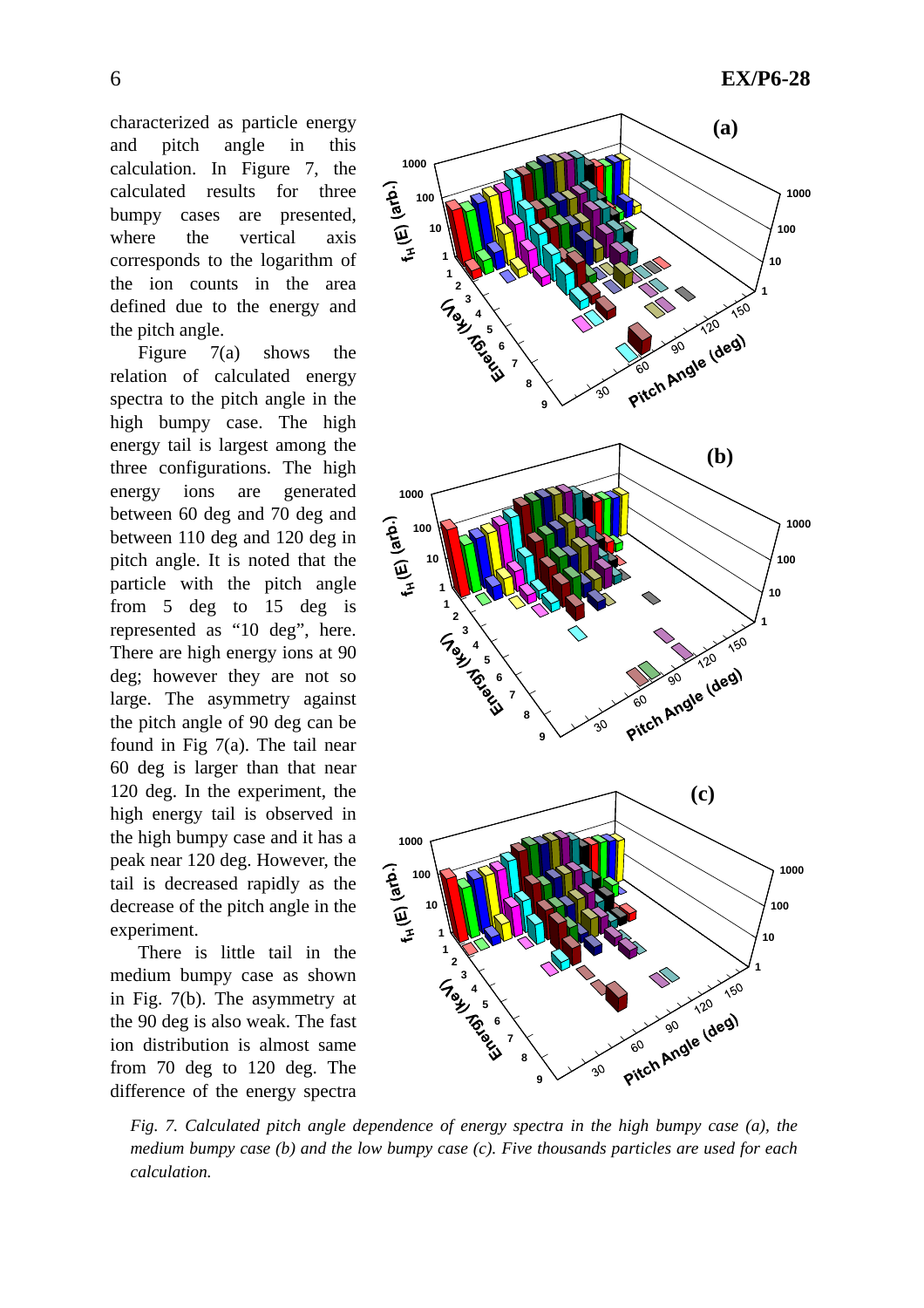characterized as particle energy and pitch angle in this calculation. In Figure 7, the calculated results for three bumpy cases are presented, where the vertical axis corresponds to the logarithm of the ion counts in the area defined due to the energy and the pitch angle.

Figure 7(a) shows the relation of calculated energy spectra to the pitch angle in the high bumpy case. The high energy tail is largest among the three configurations. The high energy ions are generated between 60 deg and 70 deg and between 110 deg and 120 deg in pitch angle. It is noted that the particle with the pitch angle from 5 deg to 15 deg is represented as "10 deg", here. There are high energy ions at 90 deg; however they are not so large. The asymmetry against the pitch angle of 90 deg can be found in Fig 7(a). The tail near 60 deg is larger than that near 120 deg. In the experiment, the high energy tail is observed in the high bumpy case and it has a peak near 120 deg. However, the tail is decreased rapidly as the decrease of the pitch angle in the experiment.

There is little tail in the medium bumpy case as shown in Fig. 7(b). The asymmetry at the 90 deg is also weak. The fast ion distribution is almost same from 70 deg to 120 deg. The difference of the energy spectra

*Fig. 7. Calculated pitch angle dependence of energy spectra in the high bumpy case (a), the medium bumpy case (b) and the low bumpy case (c). Five thousands particles are used for each calculation.*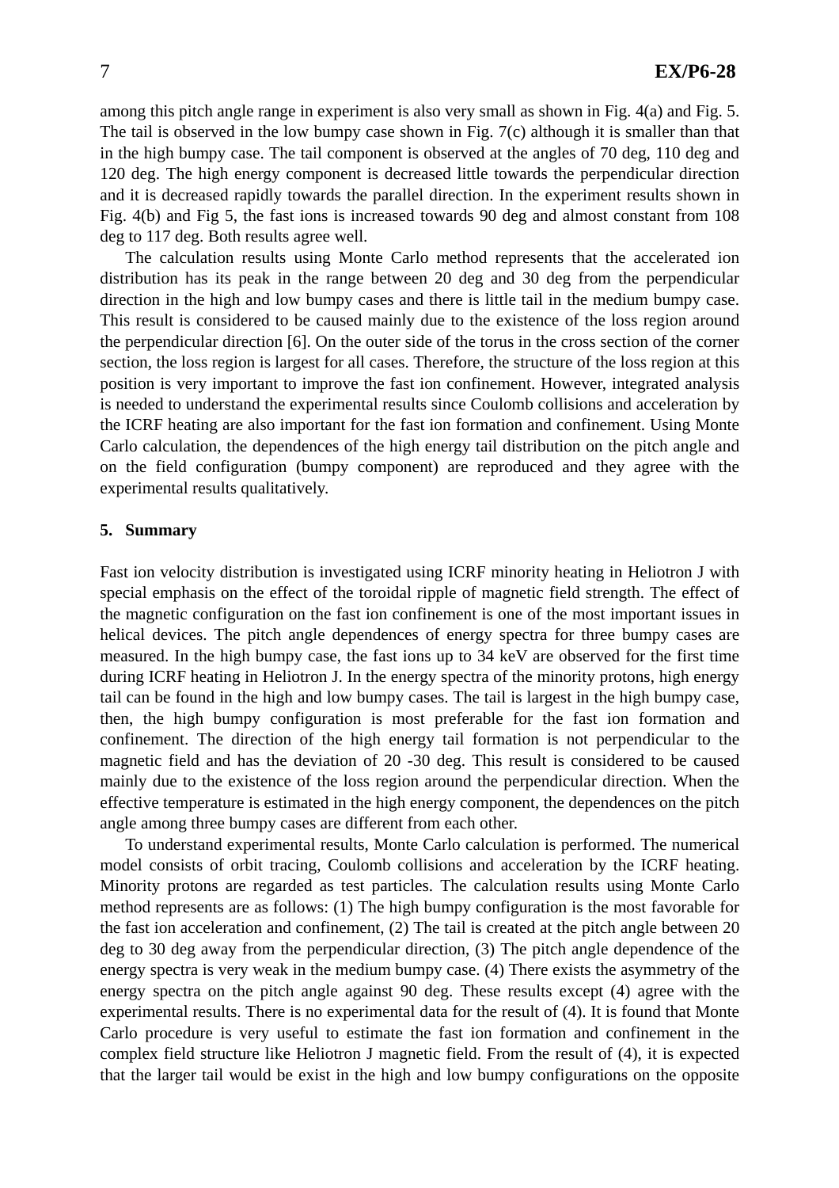among this pitch angle range in experiment is also very small as shown in Fig. 4(a) and Fig. 5. The tail is observed in the low bumpy case shown in Fig. 7(c) although it is smaller than that in the high bumpy case. The tail component is observed at the angles of 70 deg, 110 deg and 120 deg. The high energy component is decreased little towards the perpendicular direction and it is decreased rapidly towards the parallel direction. In the experiment results shown in Fig. 4(b) and Fig 5, the fast ions is increased towards 90 deg and almost constant from 108 deg to 117 deg. Both results agree well.

The calculation results using Monte Carlo method represents that the accelerated ion distribution has its peak in the range between 20 deg and 30 deg from the perpendicular direction in the high and low bumpy cases and there is little tail in the medium bumpy case. This result is considered to be caused mainly due to the existence of the loss region around the perpendicular direction [6]. On the outer side of the torus in the cross section of the corner section, the loss region is largest for all cases. Therefore, the structure of the loss region at this position is very important to improve the fast ion confinement. However, integrated analysis is needed to understand the experimental results since Coulomb collisions and acceleration by the ICRF heating are also important for the fast ion formation and confinement. Using Monte Carlo calculation, the dependences of the high energy tail distribution on the pitch angle and on the field configuration (bumpy component) are reproduced and they agree with the experimental results qualitatively.

## 5. Summary

Fast ion velocity distribution is investigated using ICRF minority heating in Heliotron J with special emphasis on the effect of the toroidal ripple of magnetic field strength. The effect of the magnetic configuration on the fast ion confinement is one of the most important issues in helical devices. The pitch angle dependences of energy spectra for three bumpy cases are measured. In the high bumpy case, the fast ions up to 34 keV are observed for the first time during ICRF heating in Heliotron J. In the energy spectra of the minority protons, high energy tail can be found in the high and low bumpy cases. The tail is largest in the high bumpy case, then, the high bumpy configuration is most preferable for the fast ion formation and confinement. The direction of the high energy tail formation is not perpendicular to the magnetic field and has the deviation of 20 -30 deg. This result is considered to be caused mainly due to the existence of the loss region around the perpendicular direction. When the effective temperature is estimated in the high energy component, the dependences on the pitch angle among three bumpy cases are different from each other.

To understand experimental results, Monte Carlo calculation is performed. The numerical model consists of orbit tracing, Coulomb collisions and acceleration by the ICRF heating. Minority protons are regarded as test particles. The calculation results using Monte Carlo method represents are as follows: (1) The high bumpy configuration is the most favorable for the fast ion acceleration and confinement, (2) The tail is created at the pitch angle between 20 deg to 30 deg away from the perpendicular direction, (3) The pitch angle dependence of the energy spectra is very weak in the medium bumpy case. (4) There exists the asymmetry of the energy spectra on the pitch angle against 90 deg. These results except (4) agree with the experimental results. There is no experimental data for the result of (4). It is found that Monte Carlo procedure is very useful to estimate the fast ion formation and confinement in the complex field structure like Heliotron J magnetic field. From the result of (4), it is expected that the larger tail would be exist in the high and low bumpy configurations on the opposite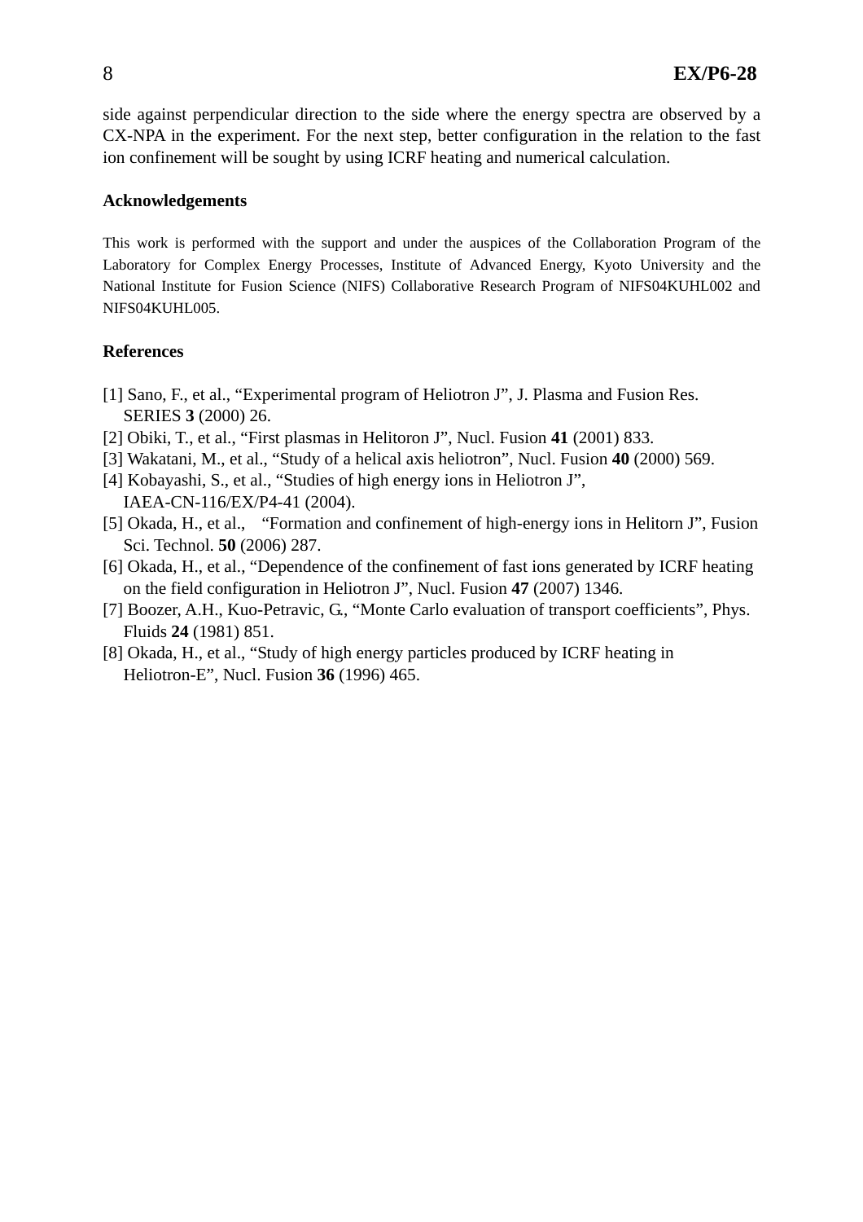side against perpendicular direction to the side where the energy spectra are observed by a CX-NPA in the experiment. For the next step, better configuration in the relation to the fast ion confinement will be sought by using ICRF heating and numerical calculation.

## Acknowledgements

This work is performed with the support and under the auspices of the Collaboration Program of the Laboratory for Complex Energy Processes, Institute of Advanced Energy, Kyoto University and the National Institute for Fusion Science (NIFS) Collaborative Research Program of NIFS04KUHL002 and NIFS04KUHL005.

## References

[1] Sano, F., et al., “Experimental program of Heliotron J”, J. Plasma and Fusion Res. SERIES **3** (2000) 26.
[2] Obiki, T., et al., “First plasmas in Helitoron J”, Nucl. Fusion **41** (2001) 833.
[3] Wakatani, M., et al., “Study of a helical axis heliotron”, Nucl. Fusion **40** (2000) 569.
[4] Kobayashi, S., et al., “Studies of high energy ions in Heliotron J”, IAEA-CN-116/EX/P4-41 (2004).
[5] Okada, H., et al., “Formation and confinement of high-energy ions in Helitorn J”, Fusion Sci. Technol. **50** (2006) 287.
[6] Okada, H., et al., “Dependence of the confinement of fast ions generated by ICRF heating on the field configuration in Heliotron J”, Nucl. Fusion **47** (2007) 1346.
[7] Boozer, A.H., Kuo-Petravic, G., “Monte Carlo evaluation of transport coefficients”, Phys. Fluids **24** (1981) 851.
[8] Okada, H., et al., “Study of high energy particles produced by ICRF heating in Heliotron-E”, Nucl. Fusion **36** (1996) 465.